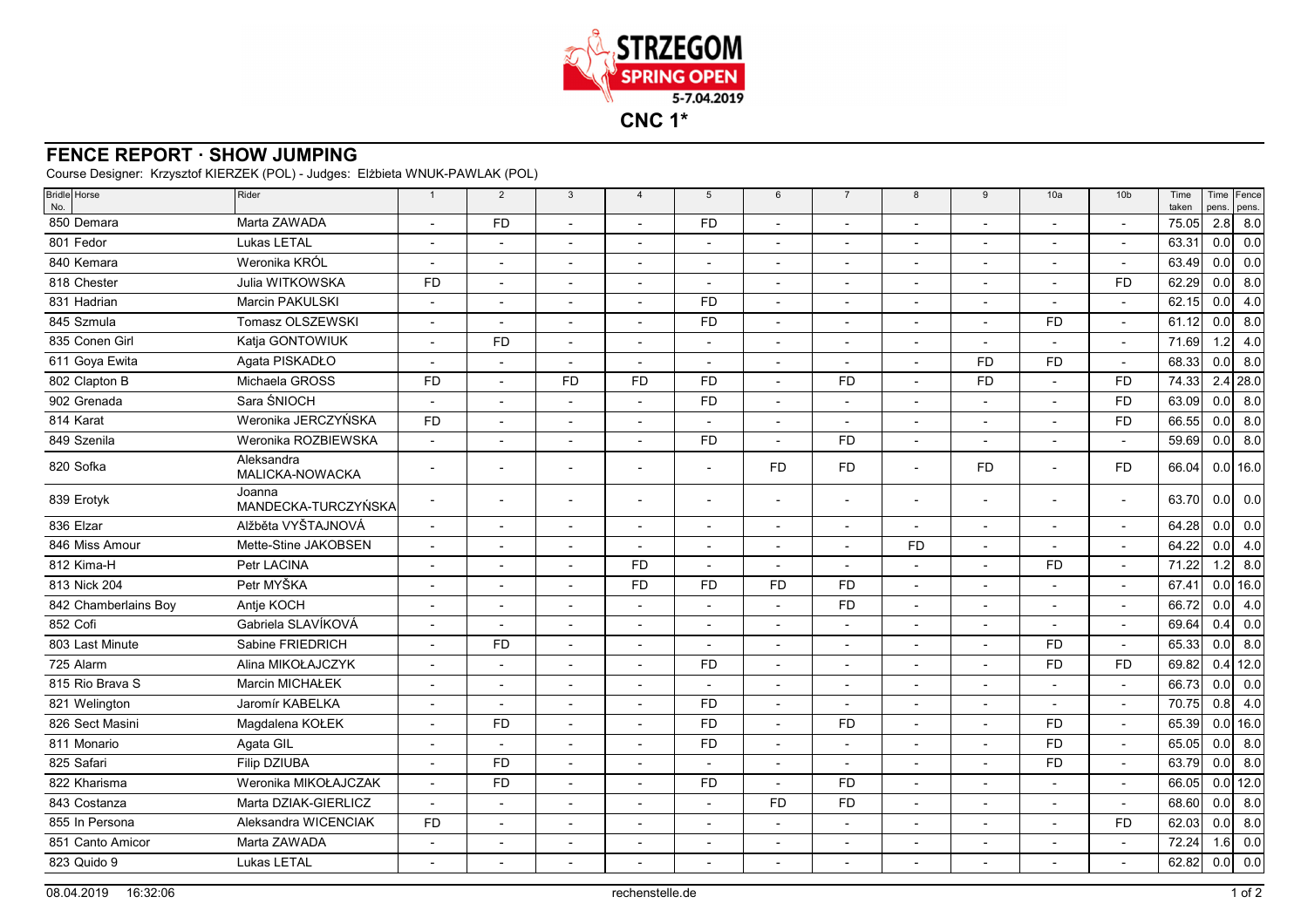STRZEGOM SPRING OPEN 5-7.04.2019

**CNC 1***

# FENCE REPORT · SHOW JUMPING

Course Designer: Krzysztof KIERZEK (POL) - Judges: Elżbieta WNUK-PAWLAK (POL)

| Bridle No. | Horse | Rider | 1 | 2 | 3 | 4 | 5 | 6 | 7 | 8 | 9 | 10a | 10b | Time taken | Time pens. | Fence pens. |
|---|---|---|---|---|---|---|---|---|---|---|---|---|---|---|---|---|
| 850 | Demara | Marta ZAWADA | - | FD | - | - | FD | - | - | - | - | - | - | 75.05 | 2.8 | 8.0 |
| 801 | Fedor | Lukas LETAL | - | - | - | - | - | - | - | - | - | - | - | 63.31 | 0.0 | 0.0 |
| 840 | Kemara | Weronika KRÓL | - | - | - | - | - | - | - | - | - | - | - | 63.49 | 0.0 | 0.0 |
| 818 | Chester | Julia WITKOWSKA | FD | - | - | - | - | - | - | - | - | - | FD | 62.29 | 0.0 | 8.0 |
| 831 | Hadrian | Marcin PAKULSKI | - | - | - | - | FD | - | - | - | - | - | - | 62.15 | 0.0 | 4.0 |
| 845 | Szmula | Tomasz OLSZEWSKI | - | - | - | - | FD | - | - | - | - | FD | - | 61.12 | 0.0 | 8.0 |
| 835 | Conen Girl | Katja GONTOWIUK | - | FD | - | - | - | - | - | - | - | - | - | 71.69 | 1.2 | 4.0 |
| 611 | Goya Ewita | Agata PISKADŁO | - | - | - | - | - | - | - | - | FD | FD | - | 68.33 | 0.0 | 8.0 |
| 802 | Clapton B | Michaela GROSS | FD | - | FD | FD | FD | - | FD | - | FD | - | FD | 74.33 | 2.4 | 28.0 |
| 902 | Grenada | Sara ŚNIOCH | - | - | - | - | FD | - | - | - | - | - | FD | 63.09 | 0.0 | 8.0 |
| 814 | Karat | Weronika JERCZYŃSKA | FD | - | - | - | - | - | - | - | - | - | FD | 66.55 | 0.0 | 8.0 |
| 849 | Szenila | Weronika ROZBIEWSKA | - | - | - | - | FD | - | FD | - | - | - | - | 59.69 | 0.0 | 8.0 |
| 820 | Sofka | Aleksandra MALICKA-NOWACKA | - | - | - | - | - | FD | FD | - | FD | - | FD | 66.04 | 0.0 | 16.0 |
| 839 | Erotyk | Joanna MANDECKA-TURCZYŃSKA | - | - | - | - | - | - | - | - | - | - | - | 63.70 | 0.0 | 0.0 |
| 836 | Elzar | Alžběta VYŠTAJNOVÁ | - | - | - | - | - | - | - | - | - | - | - | 64.28 | 0.0 | 0.0 |
| 846 | Miss Amour | Mette-Stine JAKOBSEN | - | - | - | - | - | - | - | FD | - | - | - | 64.22 | 0.0 | 4.0 |
| 812 | Kima-H | Petr LACINA | - | - | - | FD | - | - | - | - | - | FD | - | 71.22 | 1.2 | 8.0 |
| 813 | Nick 204 | Petr MYŠKA | - | - | - | FD | FD | FD | FD | - | - | - | - | 67.41 | 0.0 | 16.0 |
| 842 | Chamberlains Boy | Antje KOCH | - | - | - | - | - | - | FD | - | - | - | - | 66.72 | 0.0 | 4.0 |
| 852 | Cofi | Gabriela SLAVÍKOVÁ | - | - | - | - | - | - | - | - | - | - | - | 69.64 | 0.4 | 0.0 |
| 803 | Last Minute | Sabine FRIEDRICH | - | FD | - | - | - | - | - | - | - | FD | - | 65.33 | 0.0 | 8.0 |
| 725 | Alarm | Alina MIKOŁAJCZYK | - | - | - | - | FD | - | - | - | - | FD | FD | 69.82 | 0.4 | 12.0 |
| 815 | Rio Brava S | Marcin MICHAŁEK | - | - | - | - | - | - | - | - | - | - | - | 66.73 | 0.0 | 0.0 |
| 821 | Welington | Jaromír KABELKA | - | - | - | - | FD | - | - | - | - | - | - | 70.75 | 0.8 | 4.0 |
| 826 | Sect Masini | Magdalena KOŁEK | - | FD | - | - | FD | - | FD | - | - | FD | - | 65.39 | 0.0 | 16.0 |
| 811 | Monario | Agata GIL | - | - | - | - | FD | - | - | - | - | FD | - | 65.05 | 0.0 | 8.0 |
| 825 | Safari | Filip DZIUBA | - | FD | - | - | - | - | - | - | - | FD | - | 63.79 | 0.0 | 8.0 |
| 822 | Kharisma | Weronika MIKOŁAJCZAK | - | FD | - | - | FD | - | FD | - | - | - | - | 66.05 | 0.0 | 12.0 |
| 843 | Costanza | Marta DZIAK-GIERLICZ | - | - | - | - | - | FD | FD | - | - | - | - | 68.60 | 0.0 | 8.0 |
| 855 | In Persona | Aleksandra WICENCIAK | FD | - | - | - | - | - | - | - | - | - | FD | 62.03 | 0.0 | 8.0 |
| 851 | Canto Amicor | Marta ZAWADA | - | - | - | - | - | - | - | - | - | - | - | 72.24 | 1.6 | 0.0 |
| 823 | Quido 9 | Lukas LETAL | - | - | - | - | - | - | - | - | - | - | - | 62.82 | 0.0 | 0.0 |

08.04.2019 16:32:06 rechenstelle.de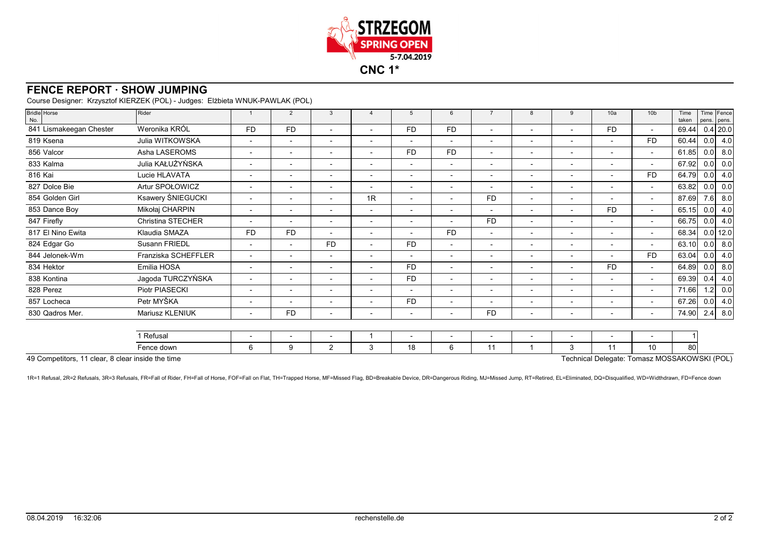STRZEGOM SPRING OPEN 5-7.04.2019

**CNC 1***

## FENCE REPORT · SHOW JUMPING

Course Designer: Krzysztof KIERZEK (POL) - Judges: Elżbieta WNUK-PAWLAK (POL)

| Bridle No. | Horse | Rider | 1 | 2 | 3 | 4 | 5 | 6 | 7 | 8 | 9 | 10a | 10b | Time taken | Time pens. | Fence pens. |
|---|---|---|---|---|---|---|---|---|---|---|---|---|---|---|---|---|
| 841 | Lismakeegan Chester | Weronika KRÓL | FD | FD | - | - | FD | FD | - | - | - | FD | - | 69.44 | 0.4 | 20.0 |
| 819 | Ksena | Julia WITKOWSKA | - | - | - | - | - | - | - | - | - | - | FD | 60.44 | 0.0 | 4.0 |
| 856 | Valcor | Asha LASEROMS | - | - | - | - | FD | FD | - | - | - | - | - | 61.85 | 0.0 | 8.0 |
| 833 | Kalma | Julia KAŁUŻYŃSKA | - | - | - | - | - | - | - | - | - | - | - | 67.92 | 0.0 | 0.0 |
| 816 | Kai | Lucie HLAVATA | - | - | - | - | - | - | - | - | - | - | FD | 64.79 | 0.0 | 4.0 |
| 827 | Dolce Bie | Artur SPOŁOWICZ | - | - | - | - | - | - | - | - | - | - | - | 63.82 | 0.0 | 0.0 |
| 854 | Golden Girl | Ksawery ŚNIEGUCKI | - | - | - | 1R | - | - | FD | - | - | - | - | 87.69 | 7.6 | 8.0 |
| 853 | Dance Boy | Mikołaj CHARPIN | - | - | - | - | - | - | - | - | - | FD | - | 65.15 | 0.0 | 4.0 |
| 847 | Firefly | Christina STECHER | - | - | - | - | - | - | FD | - | - | - | - | 66.75 | 0.0 | 4.0 |
| 817 | El Nino Ewita | Klaudia SMAZA | FD | FD | - | - | - | FD | - | - | - | - | - | 68.34 | 0.0 | 12.0 |
| 824 | Edgar Go | Susann FRIEDL | - | - | FD | - | FD | - | - | - | - | - | - | 63.10 | 0.0 | 8.0 |
| 844 | Jelonek-Wm | Franziska SCHEFFLER | - | - | - | - | - | - | - | - | - | - | FD | 63.04 | 0.0 | 4.0 |
| 834 | Hektor | Emilia HOSA | - | - | - | - | FD | - | - | - | - | FD | - | 64.89 | 0.0 | 8.0 |
| 838 | Kontina | Jagoda TURCZYŃSKA | - | - | - | - | FD | - | - | - | - | - | - | 69.39 | 0.4 | 4.0 |
| 828 | Perez | Piotr PIASECKI | - | - | - | - | - | - | - | - | - | - | - | 71.66 | 1.2 | 0.0 |
| 857 | Locheca | Petr MYŠKA | - | - | - | - | FD | - | - | - | - | - | - | 67.26 | 0.0 | 4.0 |
| 830 | Qadros Mer. | Mariusz KLENIUK | - | FD | - | - | - | - | FD | - | - | - | - | 74.90 | 2.4 | 8.0 |
| | | 1 Refusal | - | - | - | 1 | - | - | - | - | - | - | - | 1 | | |
| | | Fence down | 6 | 9 | 2 | 3 | 18 | 6 | 11 | 1 | 3 | 11 | 10 | 80 | | |

49 Competitors, 11 clear, 8 clear inside the time

Technical Delegate: Tomasz MOSSAKOWSKI (POL)

1R=1 Refusal, 2R=2 Refusals, 3R=3 Refusals, FR=Fall of Rider, FH=Fall of Horse, FOF=Fall on Flat, TH=Trapped Horse, MF=Missed Flag, BD=Breakable Device, DR=Dangerous Riding, MJ=Missed Jump, RT=Retired, EL=Eliminated, DQ=Disqualified, WD=Widthdrawn, FD=Fence down

08.04.2019 16:32:06 rechenstelle.de